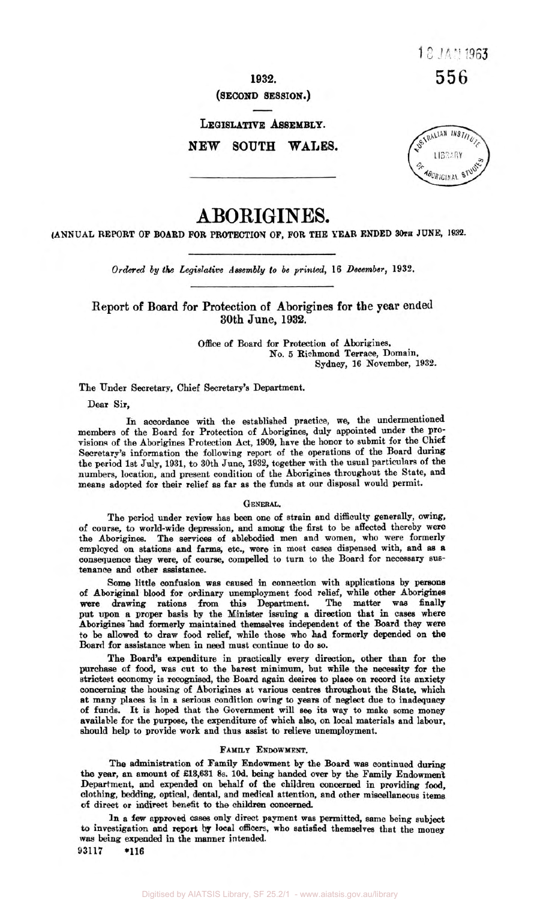1932.

(SECOND SESSION.)

LEGISLATIVE ASSEMBLY.

NEW SOUTH WALES.

# ABORIGINES.

(ANNUAL REPORT OF BOARD FOR PROTECTION OF, FOR THE YEAR ENDED 30TH JUNE, 1932.

*Ordered by the Legislative Assembly to be printed, 16 December, 1932.*

## Report of Board for Protection of Aborigines for the year ended 30th June, 1932.

Office of Board for Protection of Aborigines,
No. 5 Richmond Terrace, Domain,
Sydney, 16 November, 1932.

The Under Secretary, Chief Secretary's Department.

Dear Sir,

In accordance with the established practice, we, the undermentioned members of the Board for Protection of Aborigines, duly appointed under the provisions of the Aborigines Protection Act, 1909, have the honor to submit for the Chief Secretary's information the following report of the operations of the Board during the period 1st July, 1931, to 30th June, 1932, together with the usual particulars of the numbers, location, and present condition of the Aborigines throughout the State, and means adopted for their relief as far as the funds at our disposal would permit.

### GENERAL.

The period under review has been one of strain and difficulty generally, owing, of course, to world-wide depression, and among the first to be affected thereby were the Aborigines. The services of ablebodied men and women, who were formerly employed on stations and farms, etc., were in most cases dispensed with, and as a consequence they were, of course, compelled to turn to the Board for necessary sustenance and other assistance.

Some little confusion was caused in connection with applications by persons of Aboriginal blood for ordinary unemployment food relief, while other Aborigines were drawing rations from this Department. The matter was finally put upon a proper basis by the Minister issuing a direction that in cases where Aborigines had formerly maintained themselves independent of the Board they were to be allowed to draw food relief, while those who had formerly depended on the Board for assistance when in need must continue to do so.

The Board's expenditure in practically every direction, other than for the purchase of food, was cut to the barest minimum, but while the necessity for the strictest economy is recognised, the Board again desires to place on record its anxiety concerning the housing of Aborigines at various centres throughout the State, which at many places is in a serious condition owing to years of neglect due to inadequacy of funds. It is hoped that the Government will see its way to make some money available for the purpose, the expenditure of which also, on local materials and labour, should help to provide work and thus assist to relieve unemployment.

### FAMILY ENDOWMENT.

The administration of Family Endowment by the Board was continued during the year, an amount of £13,631 8s. 10d. being handed over by the Family Endowment Department, and expended on behalf of the children concerned in providing food, clothing, bedding, optical, dental, and medical attention, and other miscellaneous items of direct or indirect benefit to the children concerned.

In a few approved cases only direct payment was permitted, same being subject to investigation and report by local officers, who satisfied themselves that the money was being expended in the manner intended.

93117 \*116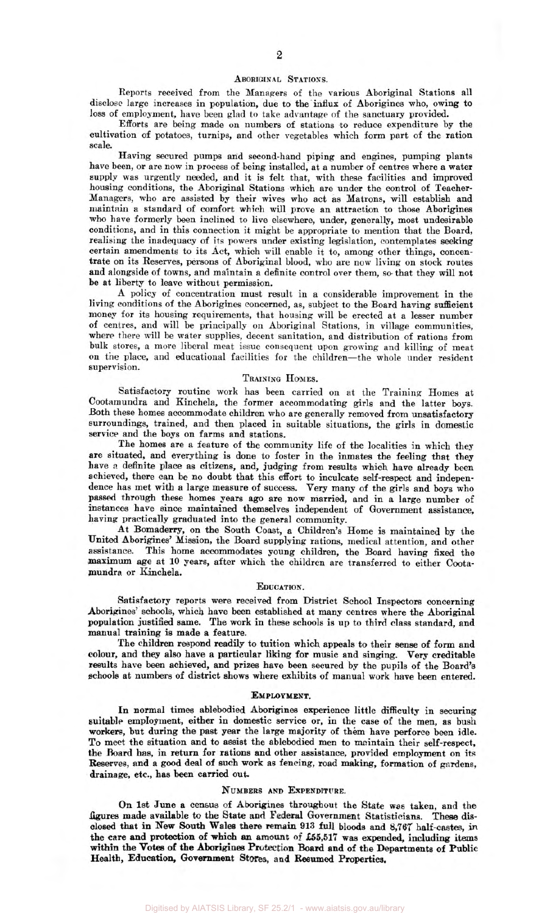## Aboriginal Stations.

Reports received from the Managers of the various Aboriginal Stations all disclose large increases in population, due to the influx of Aborigines who, owing to loss of employment, have been glad to take advantage of the sanctuary provided.

Efforts are being made on numbers of stations to reduce expenditure by the cultivation of potatoes, turnips, and other vegetables which form part of the ration scale.

Having secured pumps and second-hand piping and engines, pumping plants have been, or are now in process of being installed, at a number of centres where a water supply was urgently needed, and it is felt that, with these facilities and improved housing conditions, the Aboriginal Stations which are under the control of Teacher-Managers, who are assisted by their wives who act as Matrons, will establish and maintain a standard of comfort which will prove an attraction to those Aborigines who have formerly been inclined to live elsewhere, under, generally, most undesirable conditions, and in this connection it might be appropriate to mention that the Board, realising the inadequacy of its powers under existing legislation, contemplates seeking certain amendments to its Act, which will enable it to, among other things, concentrate on its Reserves, persons of Aboriginal blood, who are now living on stock routes and alongside of towns, and maintain a definite control over them, so that they will not be at liberty to leave without permission.

A policy of concentration must result in a considerable improvement in the living conditions of the Aborigines concerned, as, subject to the Board having sufficient money for its housing requirements, that housing will be erected at a lesser number of centres, and will be principally on Aboriginal Stations, in village communities, where there will be water supplies, decent sanitation, and distribution of rations from bulk stores, a more liberal meat issue consequent upon growing and killing of meat on the place, and educational facilities for the children—the whole under resident supervision.

## Training Homes.

Satisfactory routine work has been carried on at the Training Homes at Cootamundra and Kinchela, the former accommodating girls and the latter boys. Both these homes accommodate children who are generally removed from unsatisfactory surroundings, trained, and then placed in suitable situations, the girls in domestic service and the boys on farms and stations.

The homes are a feature of the community life of the localities in which they are situated, and everything is done to foster in the inmates the feeling that they have a definite place as citizens, and, judging from results which have already been achieved, there can be no doubt that this effort to inculcate self-respect and independence has met with a large measure of success. Very many of the girls and boys who passed through these homes years ago are now married, and in a large number of instances have since maintained themselves independent of Government assistance, having practically graduated into the general community.

At Bomaderry, on the South Coast, a Children's Home is maintained by the United Aborigines' Mission, the Board supplying rations, medical attention, and other assistance. This home accommodates young children, the Board having fixed the maximum age at 10 years, after which the children are transferred to either Cootamundra or Kinchela.

## Education.

Satisfactory reports were received from District School Inspectors concerning Aborigines' schools, which have been established at many centres where the Aboriginal population justified same. The work in these schools is up to third class standard, and manual training is made a feature.

The children respond readily to tuition which appeals to their sense of form and colour, and they also have a particular liking for music and singing. Very creditable results have been achieved, and prizes have been secured by the pupils of the Board's schools at numbers of district shows where exhibits of manual work have been entered.

## Employment.

In normal times ablebodied Aborigines experience little difficulty in securing suitable employment, either in domestic service or, in the case of the men, as bush workers, but during the past year the large majority of them have perforce been idle. To meet the situation and to assist the ablebodied men to maintain their self-respect, the Board has, in return for rations and other assistance, provided employment on its Reserves, and a good deal of such work as fencing, road making, formation of gardens, drainage, etc., has been carried out.

## Numbers and Expenditure.

On 1st June a census of Aborigines throughout the State was taken, and the figures made available to the State and Federal Government Statisticians. These disclosed that in New South Wales there remain 913 full bloods and 8,767 half-castes, in the care and protection of which an amount of £55,517 was expended, including items within the Votes of the Aborigines Protection Board and of the Departments of Public Health, Education, Government Stores, and Resumed Properties.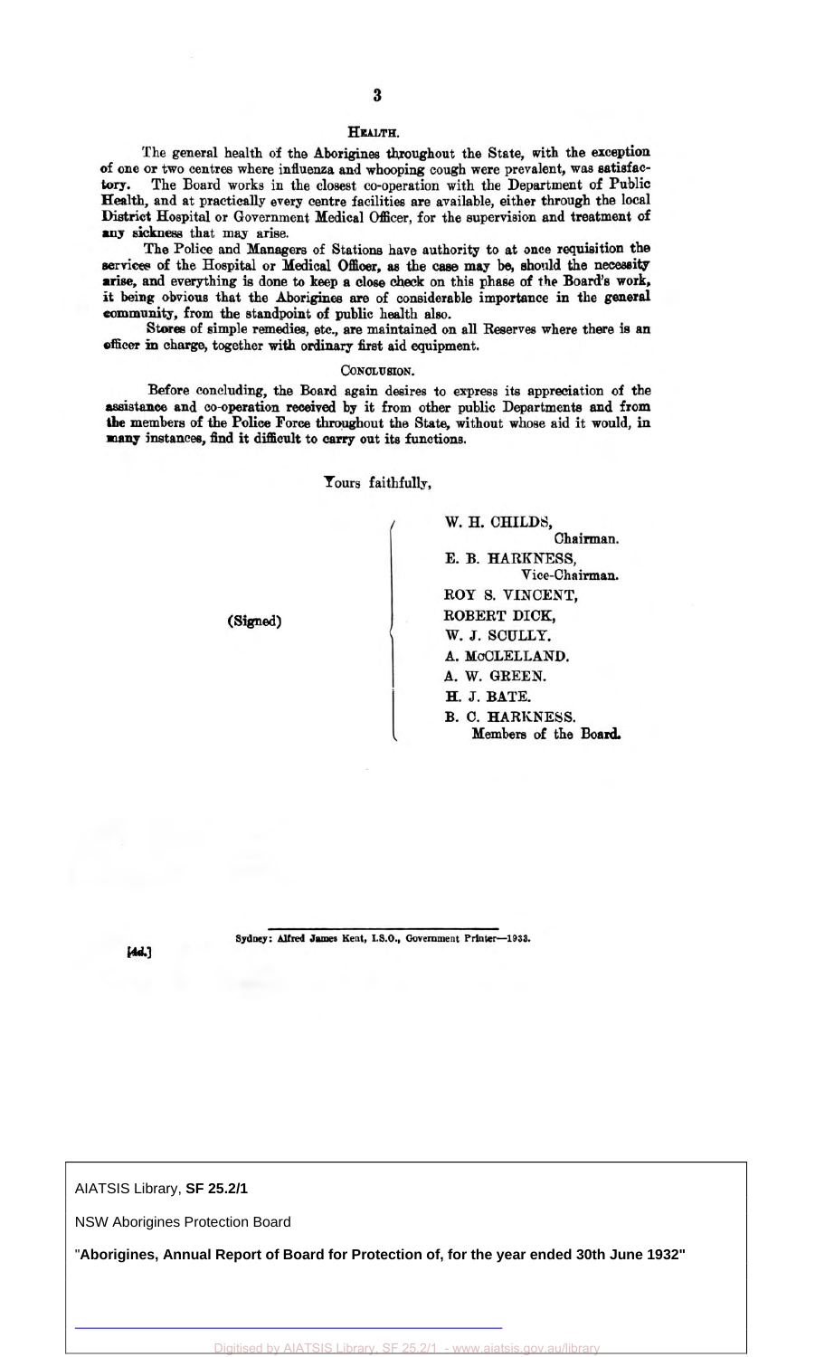## HEALTH.

The general health of the Aborigines throughout the State, with the exception of one or two centres where influenza and whooping cough were prevalent, was satisfactory. The Board works in the closest co-operation with the Department of Public Health, and at practically every centre facilities are available, either through the local District Hospital or Government Medical Officer, for the supervision and treatment of any sickness that may arise.

The Police and Managers of Stations have authority to at once requisition the services of the Hospital or Medical Officer, as the case may be, should the necessity arise, and everything is done to keep a close check on this phase of the Board's work, it being obvious that the Aborigines are of considerable importance in the general community, from the standpoint of public health also.

Stores of simple remedies, etc., are maintained on all Reserves where there is an officer in charge, together with ordinary first aid equipment.

## CONCLUSION.

Before concluding, the Board again desires to express its appreciation of the assistance and co-operation received by it from other public Departments and from the members of the Police Force throughout the State, without whose aid it would, in many instances, find it difficult to carry out its functions.

Yours faithfully,

(Signed)

W. H. CHILDS,
Chairman.
E. B. HARKNESS,
Vice-Chairman.
ROY S. VINCENT,
ROBERT DICK,
W. J. SCULLY.
A. McCLELLAND.
A. W. GREEN.
H. J. BATE.
B. C. HARKNESS.
Members of the Board.

Sydney: Alfred James Kent, I.S.O., Government Printer—1933.

[4d.]

AIATSIS Library, **SF 25.2/1**

NSW Aborigines Protection Board

"**Aborigines, Annual Report of Board for Protection of, for the year ended 30th June 1932**"

Digitised by AIATSIS Library, SF 25.2/1 - www.aiatsis.gov.au/library